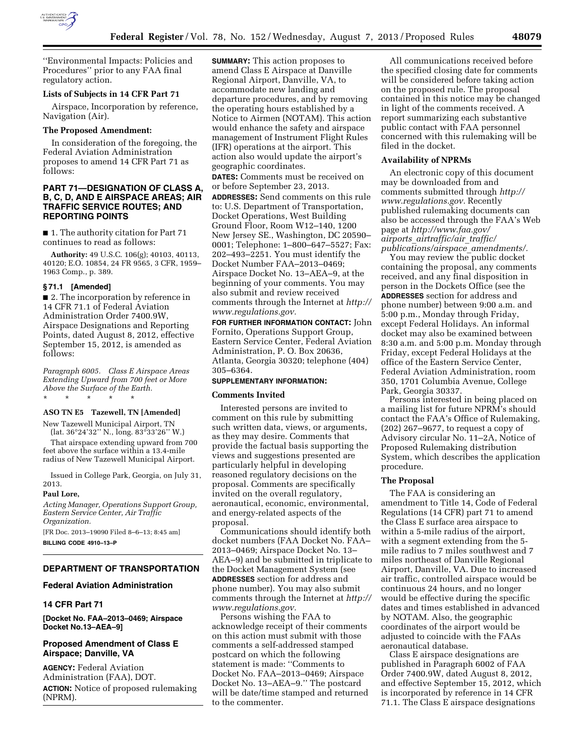''Environmental Impacts: Policies and Procedures'' prior to any FAA final regulatory action.

**Lists of Subjects in 14 CFR Part 71**

Airspace, Incorporation by reference, Navigation (Air).

**The Proposed Amendment:**

In consideration of the foregoing, the Federal Aviation Administration proposes to amend 14 CFR Part 71 as follows:

**PART 71—DESIGNATION OF CLASS A, B, C, D, AND E AIRSPACE AREAS; AIR TRAFFIC SERVICE ROUTES; AND REPORTING POINTS**

■ 1. The authority citation for Part 71 continues to read as follows:

**Authority:** 49 U.S.C. 106(g); 40103, 40113, 40120; E.O. 10854, 24 FR 9565, 3 CFR, 1959–1963 Comp., p. 389.

**§ 71.1 [Amended]**

■ 2. The incorporation by reference in 14 CFR 71.1 of Federal Aviation Administration Order 7400.9W, Airspace Designations and Reporting Points, dated August 8, 2012, effective September 15, 2012, is amended as follows:

*Paragraph 6005. Class E Airspace Areas Extending Upward from 700 feet or More Above the Surface of the Earth.*

\* \* \* \* \*

**ASO TN E5 Tazewell, TN [Amended]**

New Tazewell Municipal Airport, TN (lat. 36°24′32″ N., long. 83°33′26″ W.)

That airspace extending upward from 700 feet above the surface within a 13.4-mile radius of New Tazewell Municipal Airport.

Issued in College Park, Georgia, on July 31, 2013.

**Paul Lore,**

*Acting Manager, Operations Support Group, Eastern Service Center, Air Traffic Organization.*

[FR Doc. 2013–19090 Filed 8–6–13; 8:45 am]

**BILLING CODE 4910–13–P**

## DEPARTMENT OF TRANSPORTATION

### Federal Aviation Administration

### 14 CFR Part 71

**[Docket No. FAA–2013–0469; Airspace Docket No.13–AEA–9]**

### Proposed Amendment of Class E Airspace; Danville, VA

**AGENCY:** Federal Aviation Administration (FAA), DOT.

**ACTION:** Notice of proposed rulemaking (NPRM).

**SUMMARY:** This action proposes to amend Class E Airspace at Danville Regional Airport, Danville, VA, to accommodate new landing and departure procedures, and by removing the operating hours established by a Notice to Airmen (NOTAM). This action would enhance the safety and airspace management of Instrument Flight Rules (IFR) operations at the airport. This action also would update the airport's geographic coordinates.

**DATES:** Comments must be received on or before September 23, 2013.

**ADDRESSES:** Send comments on this rule to: U.S. Department of Transportation, Docket Operations, West Building Ground Floor, Room W12–140, 1200 New Jersey SE., Washington, DC 20590–0001; Telephone: 1–800–647–5527; Fax: 202–493–2251. You must identify the Docket Number FAA–2013–0469; Airspace Docket No. 13–AEA–9, at the beginning of your comments. You may also submit and review received comments through the Internet at *http://www.regulations.gov.*

**FOR FURTHER INFORMATION CONTACT:** John Fornito, Operations Support Group, Eastern Service Center, Federal Aviation Administration, P. O. Box 20636, Atlanta, Georgia 30320; telephone (404) 305–6364.

**SUPPLEMENTARY INFORMATION:**

**Comments Invited**

Interested persons are invited to comment on this rule by submitting such written data, views, or arguments, as they may desire. Comments that provide the factual basis supporting the views and suggestions presented are particularly helpful in developing reasoned regulatory decisions on the proposal. Comments are specifically invited on the overall regulatory, aeronautical, economic, environmental, and energy-related aspects of the proposal.

Communications should identify both docket numbers (FAA Docket No. FAA–2013–0469; Airspace Docket No. 13–AEA–9) and be submitted in triplicate to the Docket Management System (see **ADDRESSES** section for address and phone number). You may also submit comments through the Internet at *http://www.regulations.gov.*

Persons wishing the FAA to acknowledge receipt of their comments on this action must submit with those comments a self-addressed stamped postcard on which the following statement is made: ''Comments to Docket No. FAA–2013–0469; Airspace Docket No. 13–AEA–9.'' The postcard will be date/time stamped and returned to the commenter.

All communications received before the specified closing date for comments will be considered before taking action on the proposed rule. The proposal contained in this notice may be changed in light of the comments received. A report summarizing each substantive public contact with FAA personnel concerned with this rulemaking will be filed in the docket.

**Availability of NPRMs**

An electronic copy of this document may be downloaded from and comments submitted through *http://www.regulations.gov.* Recently published rulemaking documents can also be accessed through the FAA's Web page at *http://www.faa.gov/airports_airtraffic/air_traffic/publications/airspace_amendments/.*

You may review the public docket containing the proposal, any comments received, and any final disposition in person in the Dockets Office (see the **ADDRESSES** section for address and phone number) between 9:00 a.m. and 5:00 p.m., Monday through Friday, except Federal Holidays. An informal docket may also be examined between 8:30 a.m. and 5:00 p.m. Monday through Friday, except Federal Holidays at the office of the Eastern Service Center, Federal Aviation Administration, room 350, 1701 Columbia Avenue, College Park, Georgia 30337.

Persons interested in being placed on a mailing list for future NPRM's should contact the FAA's Office of Rulemaking, (202) 267–9677, to request a copy of Advisory circular No. 11–2A, Notice of Proposed Rulemaking distribution System, which describes the application procedure.

**The Proposal**

The FAA is considering an amendment to Title 14, Code of Federal Regulations (14 CFR) part 71 to amend the Class E surface area airspace to within a 5-mile radius of the airport, with a segment extending from the 5-mile radius to 7 miles southwest and 7 miles northeast of Danville Regional Airport, Danville, VA. Due to increased air traffic, controlled airspace would be continuous 24 hours, and no longer would be effective during the specific dates and times established in advanced by NOTAM. Also, the geographic coordinates of the airport would be adjusted to coincide with the FAAs aeronautical database.

Class E airspace designations are published in Paragraph 6002 of FAA Order 7400.9W, dated August 8, 2012, and effective September 15, 2012, which is incorporated by reference in 14 CFR 71.1. The Class E airspace designations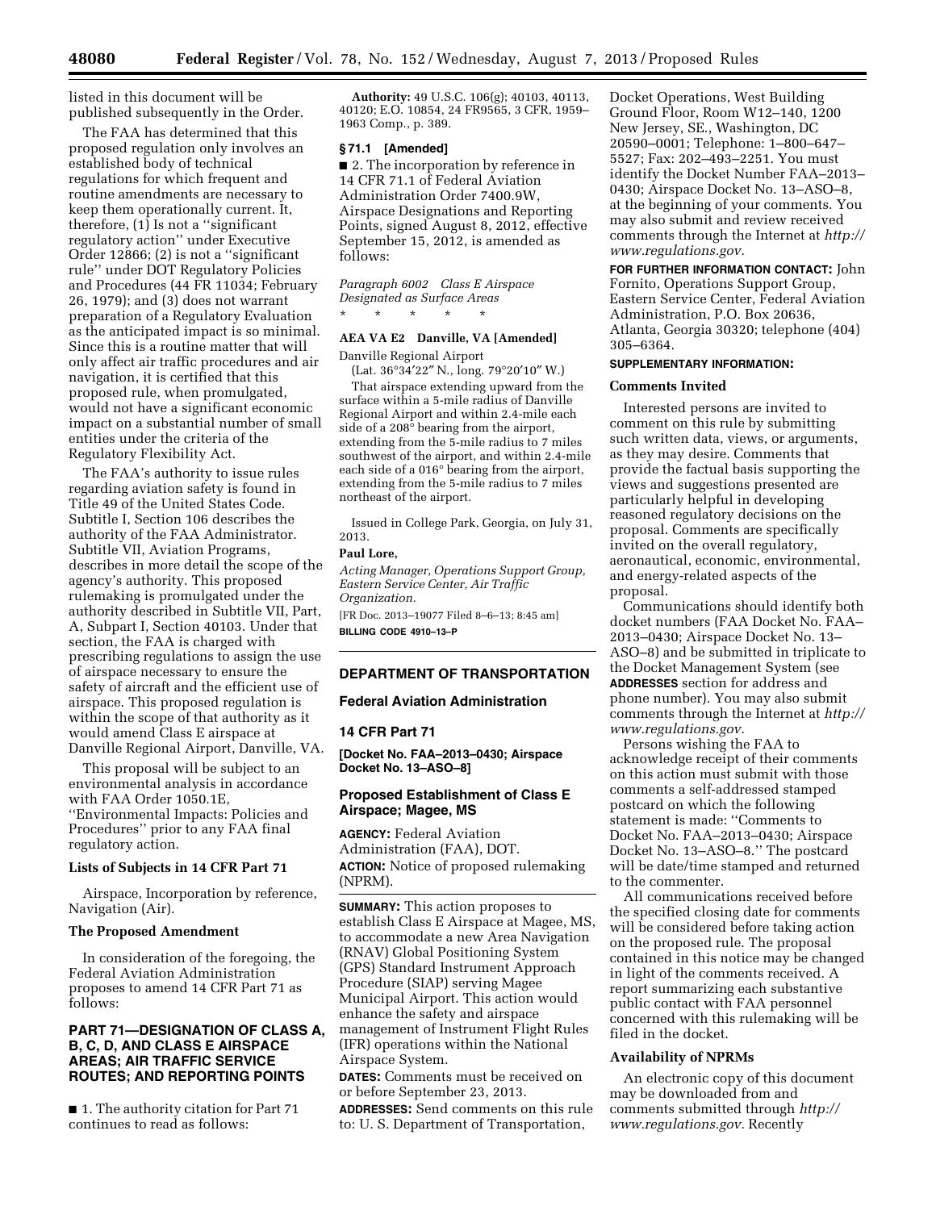listed in this document will be published subsequently in the Order.

The FAA has determined that this proposed regulation only involves an established body of technical regulations for which frequent and routine amendments are necessary to keep them operationally current. It, therefore, (1) Is not a ''significant regulatory action'' under Executive Order 12866; (2) is not a ''significant rule'' under DOT Regulatory Policies and Procedures (44 FR 11034; February 26, 1979); and (3) does not warrant preparation of a Regulatory Evaluation as the anticipated impact is so minimal. Since this is a routine matter that will only affect air traffic procedures and air navigation, it is certified that this proposed rule, when promulgated, would not have a significant economic impact on a substantial number of small entities under the criteria of the Regulatory Flexibility Act.

The FAA's authority to issue rules regarding aviation safety is found in Title 49 of the United States Code. Subtitle I, Section 106 describes the authority of the FAA Administrator. Subtitle VII, Aviation Programs, describes in more detail the scope of the agency's authority. This proposed rulemaking is promulgated under the authority described in Subtitle VII, Part, A, Subpart I, Section 40103. Under that section, the FAA is charged with prescribing regulations to assign the use of airspace necessary to ensure the safety of aircraft and the efficient use of airspace. This proposed regulation is within the scope of that authority as it would amend Class E airspace at Danville Regional Airport, Danville, VA.

This proposal will be subject to an environmental analysis in accordance with FAA Order 1050.1E, ''Environmental Impacts: Policies and Procedures'' prior to any FAA final regulatory action.

### Lists of Subjects in 14 CFR Part 71

Airspace, Incorporation by reference, Navigation (Air).

### The Proposed Amendment

In consideration of the foregoing, the Federal Aviation Administration proposes to amend 14 CFR Part 71 as follows:

## PART 71—DESIGNATION OF CLASS A, B, C, D, AND CLASS E AIRSPACE AREAS; AIR TRAFFIC SERVICE ROUTES; AND REPORTING POINTS

■ 1. The authority citation for Part 71 continues to read as follows:

**Authority:** 49 U.S.C. 106(g); 40103, 40113, 40120; E.O. 10854, 24 FR9565, 3 CFR, 1959–1963 Comp., p. 389.

### § 71.1 [Amended]

■ 2. The incorporation by reference in 14 CFR 71.1 of Federal Aviation Administration Order 7400.9W, Airspace Designations and Reporting Points, signed August 8, 2012, effective September 15, 2012, is amended as follows:

*Paragraph 6002 Class E Airspace Designated as Surface Areas*

\* \* \* \* \*

**AEA VA E2 Danville, VA [Amended]**

Danville Regional Airport

(Lat. 36°34′22″ N., long. 79°20′10″ W.)

That airspace extending upward from the surface within a 5-mile radius of Danville Regional Airport and within 2.4-mile each side of a 208° bearing from the airport, extending from the 5-mile radius to 7 miles southwest of the airport, and within 2.4-mile each side of a 016° bearing from the airport, extending from the 5-mile radius to 7 miles northeast of the airport.

Issued in College Park, Georgia, on July 31, 2013.

**Paul Lore,**

*Acting Manager, Operations Support Group, Eastern Service Center, Air Traffic Organization.*

[FR Doc. 2013–19077 Filed 8–6–13; 8:45 am]

**BILLING CODE 4910–13–P**

## DEPARTMENT OF TRANSPORTATION

## Federal Aviation Administration

## 14 CFR Part 71

**[Docket No. FAA–2013–0430; Airspace Docket No. 13–ASO–8]**

## Proposed Establishment of Class E Airspace; Magee, MS

**AGENCY:** Federal Aviation Administration (FAA), DOT.

**ACTION:** Notice of proposed rulemaking (NPRM).

**SUMMARY:** This action proposes to establish Class E Airspace at Magee, MS, to accommodate a new Area Navigation (RNAV) Global Positioning System (GPS) Standard Instrument Approach Procedure (SIAP) serving Magee Municipal Airport. This action would enhance the safety and airspace management of Instrument Flight Rules (IFR) operations within the National Airspace System.

**DATES:** Comments must be received on or before September 23, 2013.

**ADDRESSES:** Send comments on this rule to: U. S. Department of Transportation, Docket Operations, West Building Ground Floor, Room W12–140, 1200 New Jersey, SE., Washington, DC 20590–0001; Telephone: 1–800–647–5527; Fax: 202–493–2251. You must identify the Docket Number FAA–2013–0430; Airspace Docket No. 13–ASO–8, at the beginning of your comments. You may also submit and review received comments through the Internet at *http://www.regulations.gov.*

**FOR FURTHER INFORMATION CONTACT:** John Fornito, Operations Support Group, Eastern Service Center, Federal Aviation Administration, P.O. Box 20636, Atlanta, Georgia 30320; telephone (404) 305–6364.

**SUPPLEMENTARY INFORMATION:**

### Comments Invited

Interested persons are invited to comment on this rule by submitting such written data, views, or arguments, as they may desire. Comments that provide the factual basis supporting the views and suggestions presented are particularly helpful in developing reasoned regulatory decisions on the proposal. Comments are specifically invited on the overall regulatory, aeronautical, economic, environmental, and energy-related aspects of the proposal.

Communications should identify both docket numbers (FAA Docket No. FAA–2013–0430; Airspace Docket No. 13–ASO–8) and be submitted in triplicate to the Docket Management System (see **ADDRESSES** section for address and phone number). You may also submit comments through the Internet at *http://www.regulations.gov.*

Persons wishing the FAA to acknowledge receipt of their comments on this action must submit with those comments a self-addressed stamped postcard on which the following statement is made: ''Comments to Docket No. FAA–2013–0430; Airspace Docket No. 13–ASO–8.'' The postcard will be date/time stamped and returned to the commenter.

All communications received before the specified closing date for comments will be considered before taking action on the proposed rule. The proposal contained in this notice may be changed in light of the comments received. A report summarizing each substantive public contact with FAA personnel concerned with this rulemaking will be filed in the docket.

### Availability of NPRMs

An electronic copy of this document may be downloaded from and comments submitted through *http://www.regulations.gov.* Recently